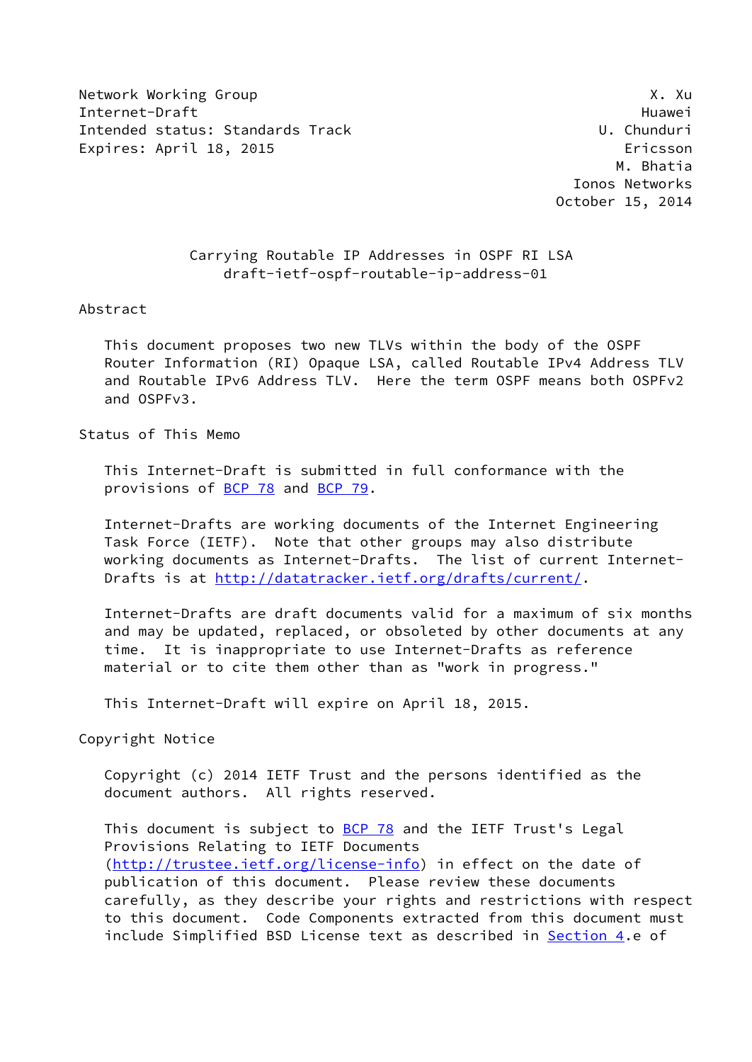Network Working Group X. Xu
Internet-Draft Huawei
Intended status: Standards Track U. Chunduri
Expires: April 18, 2015 Ericsson
M. Bhatia
Ionos Networks
October 15, 2014

# Carrying Routable IP Addresses in OSPF RI LSA
## draft-ietf-ospf-routable-ip-address-01

## Abstract

This document proposes two new TLVs within the body of the OSPF Router Information (RI) Opaque LSA, called Routable IPv4 Address TLV and Routable IPv6 Address TLV. Here the term OSPF means both OSPFv2 and OSPFv3.

## Status of This Memo

This Internet-Draft is submitted in full conformance with the provisions of BCP 78 and BCP 79.

Internet-Drafts are working documents of the Internet Engineering Task Force (IETF). Note that other groups may also distribute working documents as Internet-Drafts. The list of current Internet-Drafts is at http://datatracker.ietf.org/drafts/current/.

Internet-Drafts are draft documents valid for a maximum of six months and may be updated, replaced, or obsoleted by other documents at any time. It is inappropriate to use Internet-Drafts as reference material or to cite them other than as "work in progress."

This Internet-Draft will expire on April 18, 2015.

## Copyright Notice

Copyright (c) 2014 IETF Trust and the persons identified as the document authors. All rights reserved.

This document is subject to BCP 78 and the IETF Trust's Legal Provisions Relating to IETF Documents (http://trustee.ietf.org/license-info) in effect on the date of publication of this document. Please review these documents carefully, as they describe your rights and restrictions with respect to this document. Code Components extracted from this document must include Simplified BSD License text as described in Section 4.e of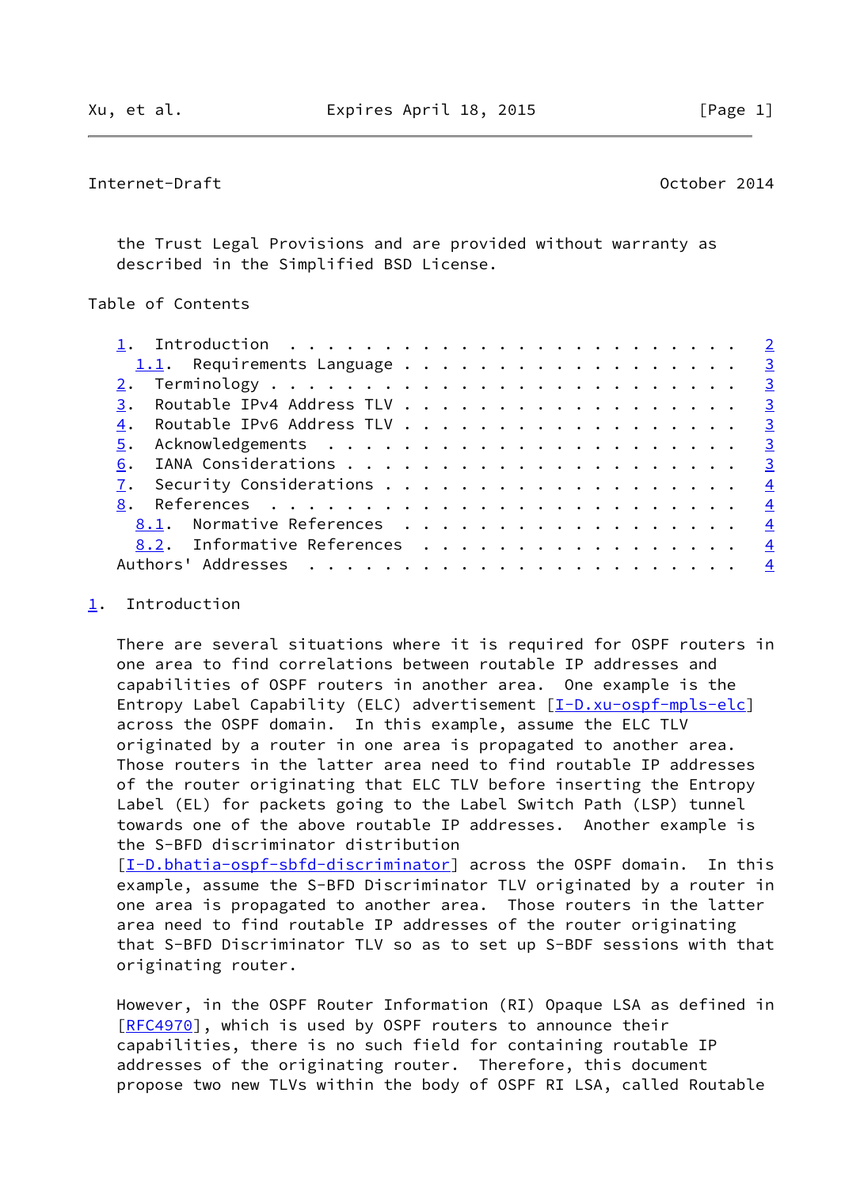the Trust Legal Provisions and are provided without warranty as described in the Simplified BSD License.

Table of Contents

- 1. Introduction . . . . . . . . . . . . . . . . . . . . . . . . 2
  - 1.1. Requirements Language . . . . . . . . . . . . . . . . . . 3
- 2. Terminology . . . . . . . . . . . . . . . . . . . . . . . . . 3
- 3. Routable IPv4 Address TLV . . . . . . . . . . . . . . . . . . 3
- 4. Routable IPv6 Address TLV . . . . . . . . . . . . . . . . . . 3
- 5. Acknowledgements . . . . . . . . . . . . . . . . . . . . . . 3
- 6. IANA Considerations . . . . . . . . . . . . . . . . . . . . . 3
- 7. Security Considerations . . . . . . . . . . . . . . . . . . . 4
- 8. References . . . . . . . . . . . . . . . . . . . . . . . . . 4
  - 8.1. Normative References . . . . . . . . . . . . . . . . . . 4
  - 8.2. Informative References . . . . . . . . . . . . . . . . . 4
- Authors' Addresses . . . . . . . . . . . . . . . . . . . . . . . 4

## 1. Introduction

There are several situations where it is required for OSPF routers in one area to find correlations between routable IP addresses and capabilities of OSPF routers in another area. One example is the Entropy Label Capability (ELC) advertisement [I-D.xu-ospf-mpls-elc] across the OSPF domain. In this example, assume the ELC TLV originated by a router in one area is propagated to another area. Those routers in the latter area need to find routable IP addresses of the router originating that ELC TLV before inserting the Entropy Label (EL) for packets going to the Label Switch Path (LSP) tunnel towards one of the above routable IP addresses. Another example is the S-BFD discriminator distribution [I-D.bhatia-ospf-sbfd-discriminator] across the OSPF domain. In this example, assume the S-BFD Discriminator TLV originated by a router in one area is propagated to another area. Those routers in the latter area need to find routable IP addresses of the router originating that S-BFD Discriminator TLV so as to set up S-BDF sessions with that originating router.

However, in the OSPF Router Information (RI) Opaque LSA as defined in [RFC4970], which is used by OSPF routers to announce their capabilities, there is no such field for containing routable IP addresses of the originating router. Therefore, this document propose two new TLVs within the body of OSPF RI LSA, called Routable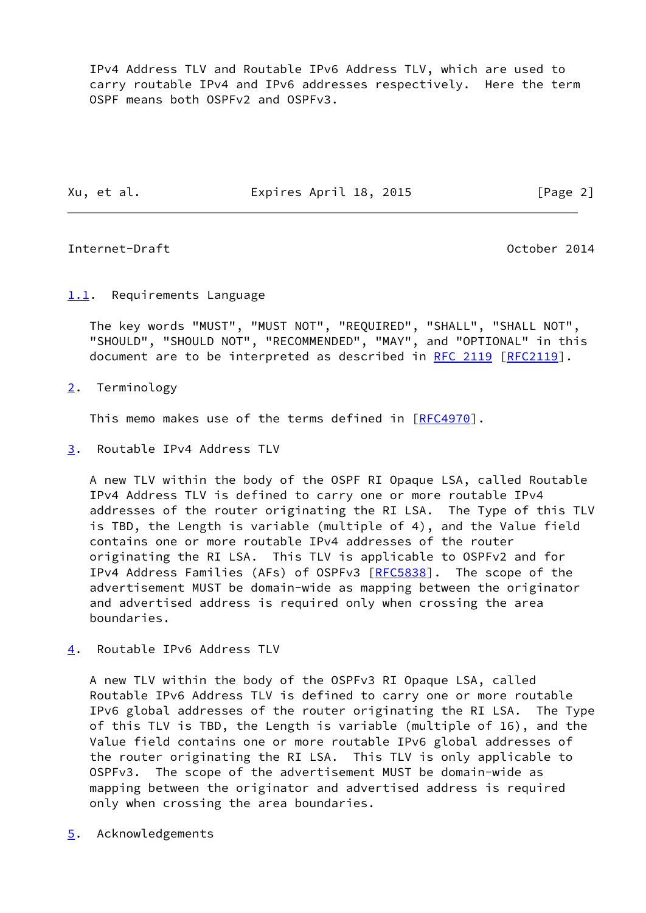IPv4 Address TLV and Routable IPv6 Address TLV, which are used to carry routable IPv4 and IPv6 addresses respectively. Here the term OSPF means both OSPFv2 and OSPFv3.

### 1.1. Requirements Language

The key words "MUST", "MUST NOT", "REQUIRED", "SHALL", "SHALL NOT", "SHOULD", "SHOULD NOT", "RECOMMENDED", "MAY", and "OPTIONAL" in this document are to be interpreted as described in RFC 2119 [RFC2119].

## 2. Terminology

This memo makes use of the terms defined in [RFC4970].

## 3. Routable IPv4 Address TLV

A new TLV within the body of the OSPF RI Opaque LSA, called Routable IPv4 Address TLV is defined to carry one or more routable IPv4 addresses of the router originating the RI LSA. The Type of this TLV is TBD, the Length is variable (multiple of 4), and the Value field contains one or more routable IPv4 addresses of the router originating the RI LSA. This TLV is applicable to OSPFv2 and for IPv4 Address Families (AFs) of OSPFv3 [RFC5838]. The scope of the advertisement MUST be domain-wide as mapping between the originator and advertised address is required only when crossing the area boundaries.

## 4. Routable IPv6 Address TLV

A new TLV within the body of the OSPFv3 RI Opaque LSA, called Routable IPv6 Address TLV is defined to carry one or more routable IPv6 global addresses of the router originating the RI LSA. The Type of this TLV is TBD, the Length is variable (multiple of 16), and the Value field contains one or more routable IPv6 global addresses of the router originating the RI LSA. This TLV is only applicable to OSPFv3. The scope of the advertisement MUST be domain-wide as mapping between the originator and advertised address is required only when crossing the area boundaries.

## 5. Acknowledgements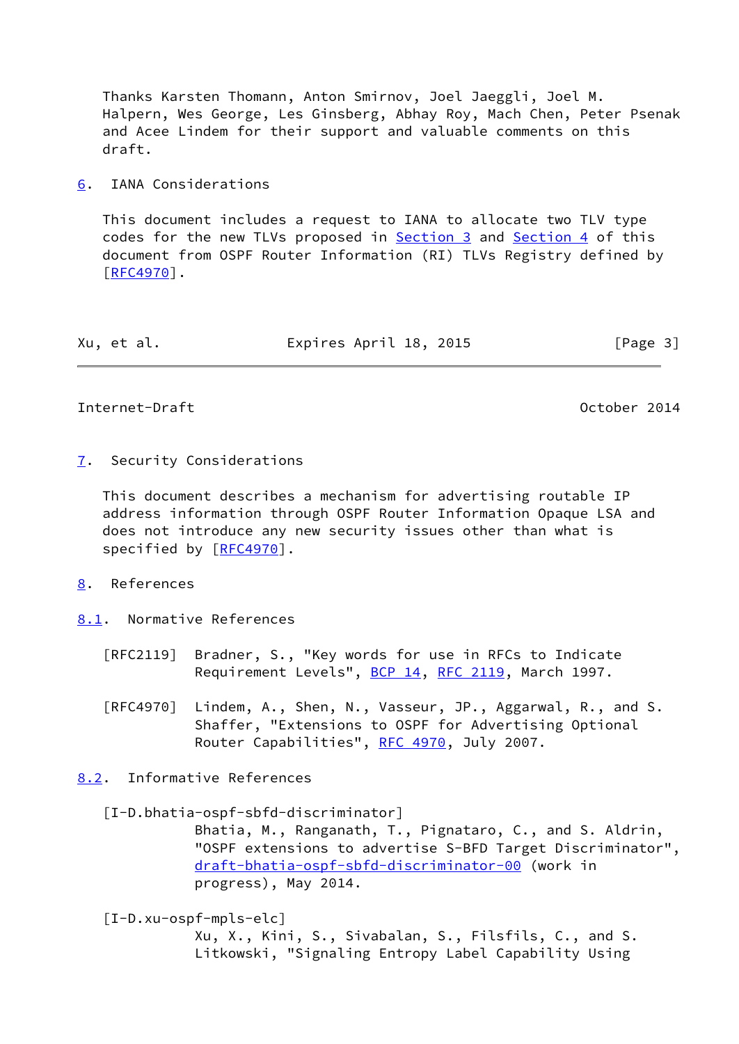Thanks Karsten Thomann, Anton Smirnov, Joel Jaeggli, Joel M. Halpern, Wes George, Les Ginsberg, Abhay Roy, Mach Chen, Peter Psenak and Acee Lindem for their support and valuable comments on this draft.

## 6. IANA Considerations

This document includes a request to IANA to allocate two TLV type codes for the new TLVs proposed in Section 3 and Section 4 of this document from OSPF Router Information (RI) TLVs Registry defined by [RFC4970].

## 7. Security Considerations

This document describes a mechanism for advertising routable IP address information through OSPF Router Information Opaque LSA and does not introduce any new security issues other than what is specified by [RFC4970].

## 8. References

### 8.1. Normative References

[RFC2119] Bradner, S., "Key words for use in RFCs to Indicate Requirement Levels", BCP 14, RFC 2119, March 1997.

[RFC4970] Lindem, A., Shen, N., Vasseur, JP., Aggarwal, R., and S. Shaffer, "Extensions to OSPF for Advertising Optional Router Capabilities", RFC 4970, July 2007.

### 8.2. Informative References

[I-D.bhatia-ospf-sbfd-discriminator]
Bhatia, M., Ranganath, T., Pignataro, C., and S. Aldrin, "OSPF extensions to advertise S-BFD Target Discriminator", draft-bhatia-ospf-sbfd-discriminator-00 (work in progress), May 2014.

[I-D.xu-ospf-mpls-elc]
Xu, X., Kini, S., Sivabalan, S., Filsfils, C., and S. Litkowski, "Signaling Entropy Label Capability Using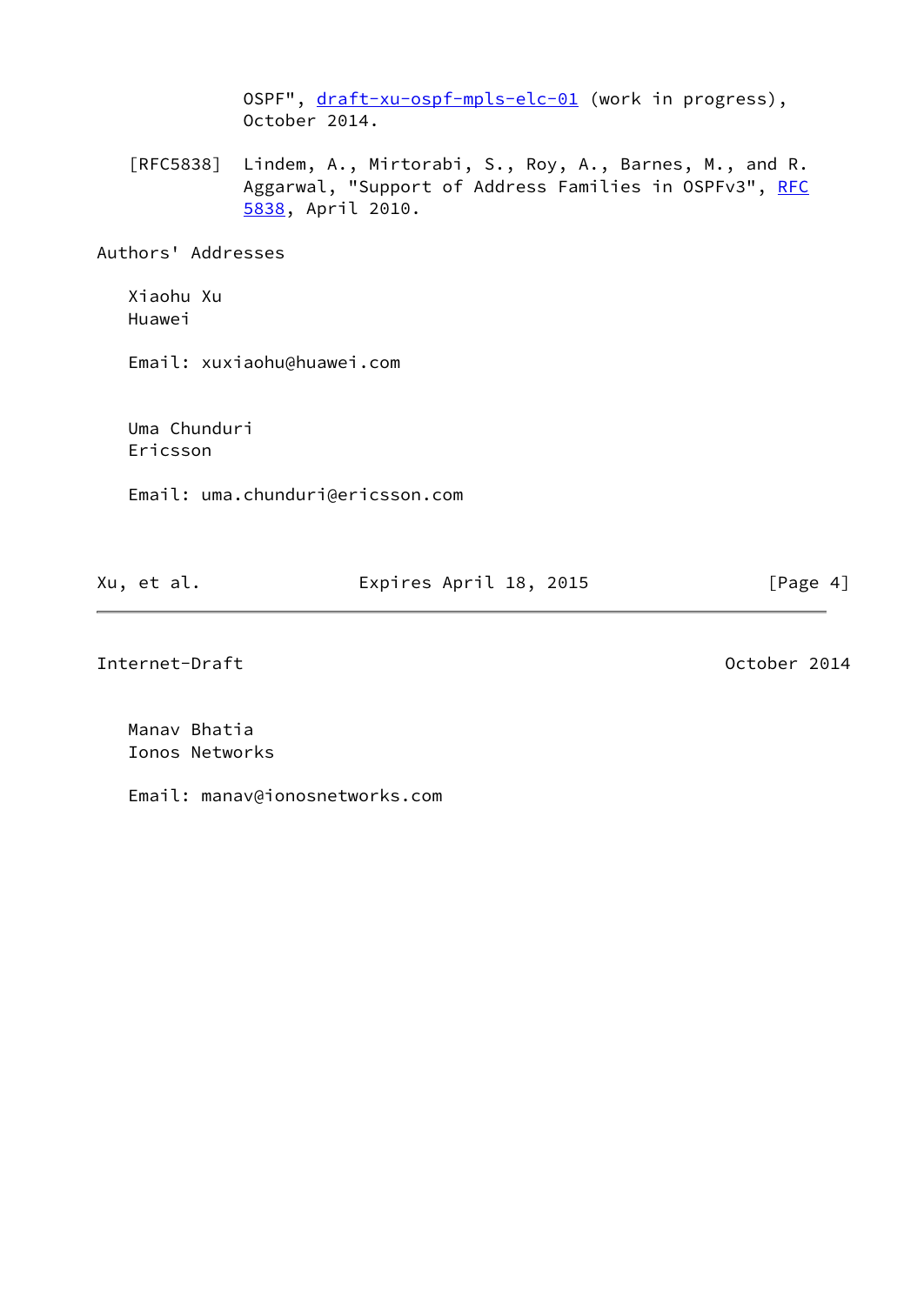OSPF", draft-xu-ospf-mpls-elc-01 (work in progress), October 2014.

[RFC5838] Lindem, A., Mirtorabi, S., Roy, A., Barnes, M., and R. Aggarwal, "Support of Address Families in OSPFv3", RFC 5838, April 2010.

## Authors' Addresses

Xiaohu Xu
Huawei

Email: xuxiaohu@huawei.com

Uma Chunduri
Ericsson

Email: uma.chunduri@ericsson.com

Manav Bhatia
Ionos Networks

Email: manav@ionosnetworks.com